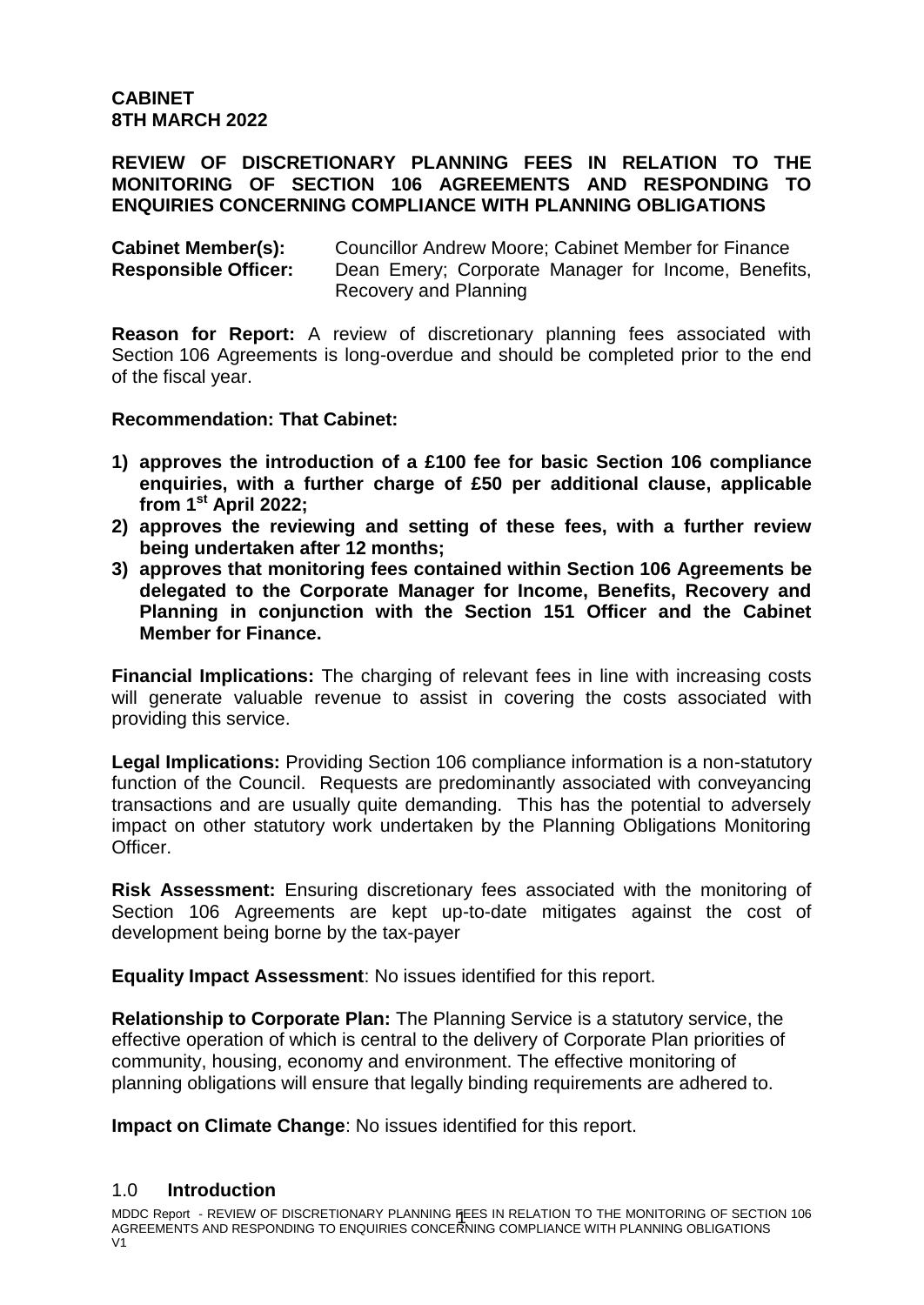**CABINET**
**8TH MARCH 2022**

**REVIEW OF DISCRETIONARY PLANNING FEES IN RELATION TO THE MONITORING OF SECTION 106 AGREEMENTS AND RESPONDING TO ENQUIRIES CONCERNING COMPLIANCE WITH PLANNING OBLIGATIONS**

**Cabinet Member(s):** Councillor Andrew Moore; Cabinet Member for Finance
**Responsible Officer:** Dean Emery; Corporate Manager for Income, Benefits, Recovery and Planning

**Reason for Report:** A review of discretionary planning fees associated with Section 106 Agreements is long-overdue and should be completed prior to the end of the fiscal year.

**Recommendation: That Cabinet:**

1) **approves the introduction of a £100 fee for basic Section 106 compliance enquiries, with a further charge of £50 per additional clause, applicable from 1st April 2022;**
2) **approves the reviewing and setting of these fees, with a further review being undertaken after 12 months;**
3) **approves that monitoring fees contained within Section 106 Agreements be delegated to the Corporate Manager for Income, Benefits, Recovery and Planning in conjunction with the Section 151 Officer and the Cabinet Member for Finance.**

**Financial Implications:** The charging of relevant fees in line with increasing costs will generate valuable revenue to assist in covering the costs associated with providing this service.

**Legal Implications:** Providing Section 106 compliance information is a non-statutory function of the Council. Requests are predominantly associated with conveyancing transactions and are usually quite demanding. This has the potential to adversely impact on other statutory work undertaken by the Planning Obligations Monitoring Officer.

**Risk Assessment:** Ensuring discretionary fees associated with the monitoring of Section 106 Agreements are kept up-to-date mitigates against the cost of development being borne by the tax-payer

**Equality Impact Assessment**: No issues identified for this report.

**Relationship to Corporate Plan:** The Planning Service is a statutory service, the effective operation of which is central to the delivery of Corporate Plan priorities of community, housing, economy and environment. The effective monitoring of planning obligations will ensure that legally binding requirements are adhered to.

**Impact on Climate Change**: No issues identified for this report.

## 1.0 Introduction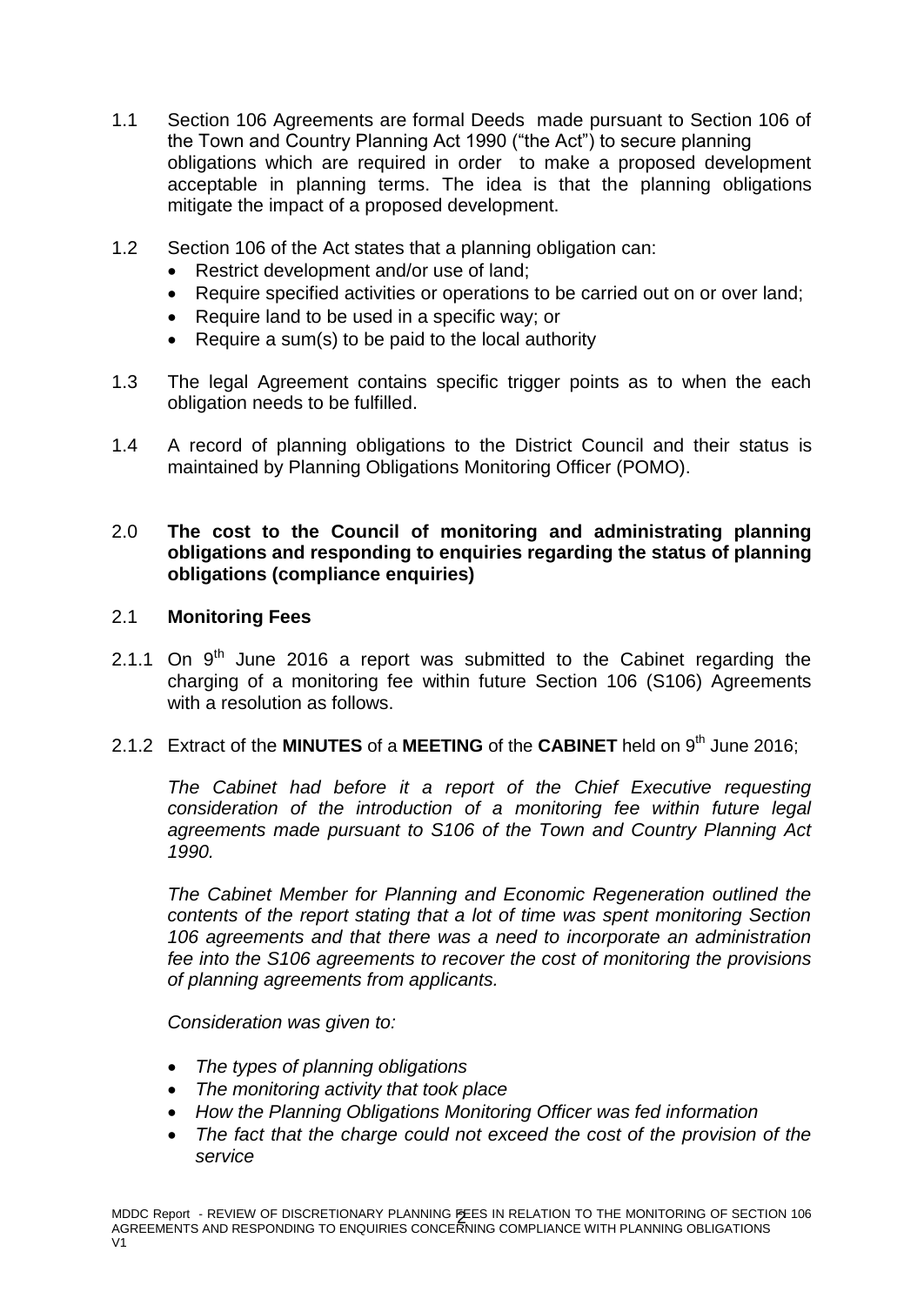1.1 Section 106 Agreements are formal Deeds made pursuant to Section 106 of the Town and Country Planning Act 1990 ("the Act") to secure planning obligations which are required in order to make a proposed development acceptable in planning terms. The idea is that the planning obligations mitigate the impact of a proposed development.

1.2 Section 106 of the Act states that a planning obligation can:

- Restrict development and/or use of land;
- Require specified activities or operations to be carried out on or over land;
- Require land to be used in a specific way; or
- Require a sum(s) to be paid to the local authority

1.3 The legal Agreement contains specific trigger points as to when the each obligation needs to be fulfilled.

1.4 A record of planning obligations to the District Council and their status is maintained by Planning Obligations Monitoring Officer (POMO).

## 2.0 The cost to the Council of monitoring and administrating planning obligations and responding to enquiries regarding the status of planning obligations (compliance enquiries)

### 2.1 Monitoring Fees

2.1.1 On 9th June 2016 a report was submitted to the Cabinet regarding the charging of a monitoring fee within future Section 106 (S106) Agreements with a resolution as follows.

2.1.2 Extract of the **MINUTES** of a **MEETING** of the **CABINET** held on 9th June 2016;

*The Cabinet had before it a report of the Chief Executive requesting consideration of the introduction of a monitoring fee within future legal agreements made pursuant to S106 of the Town and Country Planning Act 1990.*

*The Cabinet Member for Planning and Economic Regeneration outlined the contents of the report stating that a lot of time was spent monitoring Section 106 agreements and that there was a need to incorporate an administration fee into the S106 agreements to recover the cost of monitoring the provisions of planning agreements from applicants.*

*Consideration was given to:*

- *The types of planning obligations*
- *The monitoring activity that took place*
- *How the Planning Obligations Monitoring Officer was fed information*
- *The fact that the charge could not exceed the cost of the provision of the service*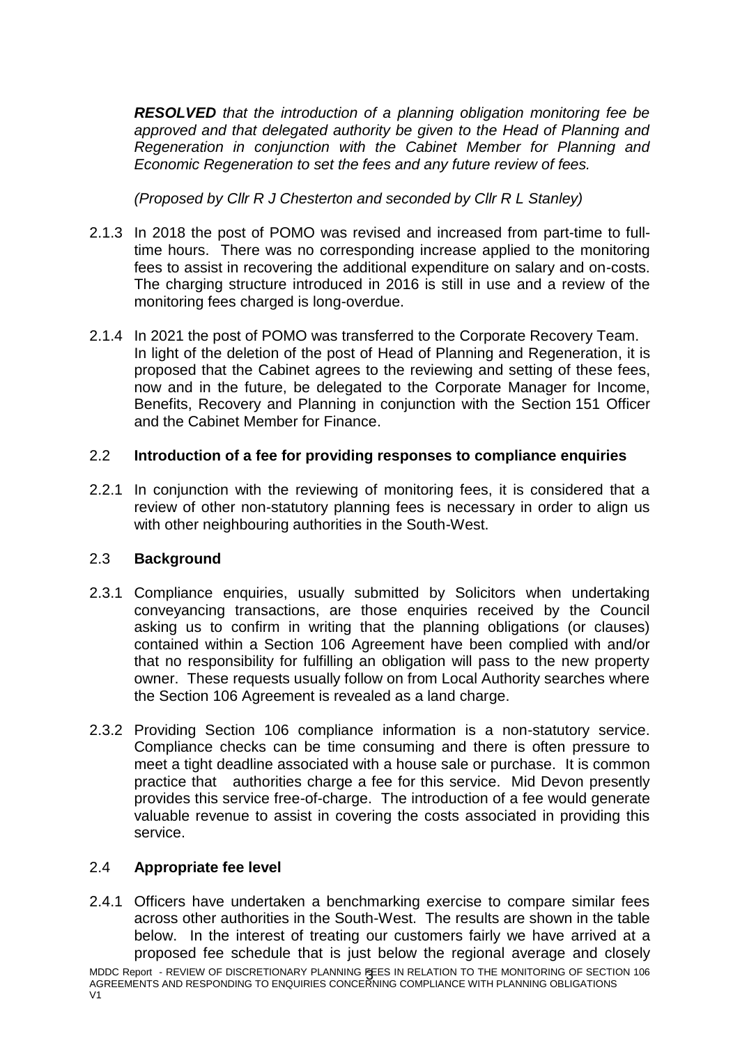***RESOLVED*** *that the introduction of a planning obligation monitoring fee be approved and that delegated authority be given to the Head of Planning and Regeneration in conjunction with the Cabinet Member for Planning and Economic Regeneration to set the fees and any future review of fees.*

*(Proposed by Cllr R J Chesterton and seconded by Cllr R L Stanley)*

2.1.3 In 2018 the post of POMO was revised and increased from part-time to full-time hours. There was no corresponding increase applied to the monitoring fees to assist in recovering the additional expenditure on salary and on-costs. The charging structure introduced in 2016 is still in use and a review of the monitoring fees charged is long-overdue.

2.1.4 In 2021 the post of POMO was transferred to the Corporate Recovery Team. In light of the deletion of the post of Head of Planning and Regeneration, it is proposed that the Cabinet agrees to the reviewing and setting of these fees, now and in the future, be delegated to the Corporate Manager for Income, Benefits, Recovery and Planning in conjunction with the Section 151 Officer and the Cabinet Member for Finance.

## 2.2 Introduction of a fee for providing responses to compliance enquiries

2.2.1 In conjunction with the reviewing of monitoring fees, it is considered that a review of other non-statutory planning fees is necessary in order to align us with other neighbouring authorities in the South-West.

## 2.3 Background

2.3.1 Compliance enquiries, usually submitted by Solicitors when undertaking conveyancing transactions, are those enquiries received by the Council asking us to confirm in writing that the planning obligations (or clauses) contained within a Section 106 Agreement have been complied with and/or that no responsibility for fulfilling an obligation will pass to the new property owner. These requests usually follow on from Local Authority searches where the Section 106 Agreement is revealed as a land charge.

2.3.2 Providing Section 106 compliance information is a non-statutory service. Compliance checks can be time consuming and there is often pressure to meet a tight deadline associated with a house sale or purchase. It is common practice that authorities charge a fee for this service. Mid Devon presently provides this service free-of-charge. The introduction of a fee would generate valuable revenue to assist in covering the costs associated in providing this service.

## 2.4 Appropriate fee level

2.4.1 Officers have undertaken a benchmarking exercise to compare similar fees across other authorities in the South-West. The results are shown in the table below. In the interest of treating our customers fairly we have arrived at a proposed fee schedule that is just below the regional average and closely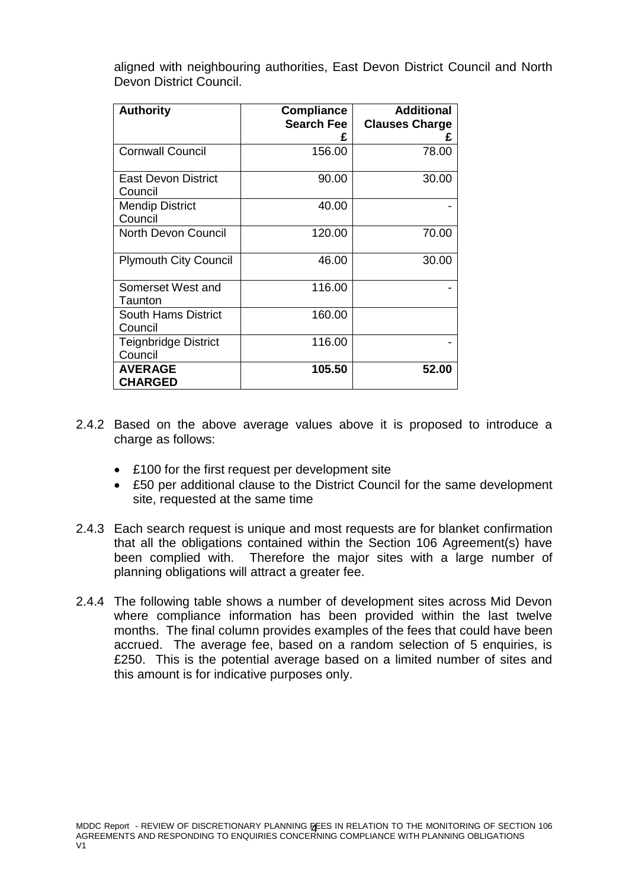aligned with neighbouring authorities, East Devon District Council and North Devon District Council.

| Authority | Compliance Search Fee £ | Additional Clauses Charge £ |
|---|---|---|
| Cornwall Council | 156.00 | 78.00 |
| East Devon District Council | 90.00 | 30.00 |
| Mendip District Council | 40.00 | - |
| North Devon Council | 120.00 | 70.00 |
| Plymouth City Council | 46.00 | 30.00 |
| Somerset West and Taunton | 116.00 | - |
| South Hams District Council | 160.00 | |
| Teignbridge District Council | 116.00 | - |
| **AVERAGE CHARGED** | **105.50** | **52.00** |

2.4.2 Based on the above average values above it is proposed to introduce a charge as follows:

- £100 for the first request per development site
- £50 per additional clause to the District Council for the same development site, requested at the same time

2.4.3 Each search request is unique and most requests are for blanket confirmation that all the obligations contained within the Section 106 Agreement(s) have been complied with. Therefore the major sites with a large number of planning obligations will attract a greater fee.

2.4.4 The following table shows a number of development sites across Mid Devon where compliance information has been provided within the last twelve months. The final column provides examples of the fees that could have been accrued. The average fee, based on a random selection of 5 enquiries, is £250. This is the potential average based on a limited number of sites and this amount is for indicative purposes only.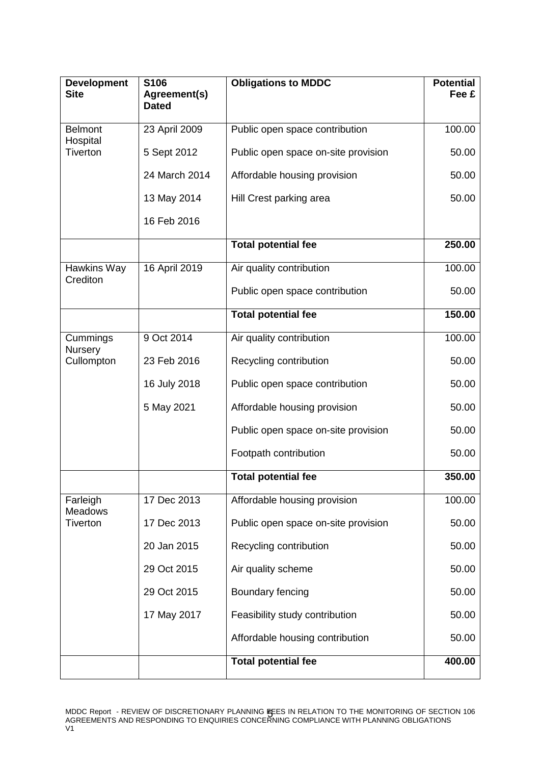| Development Site | S106 Agreement(s) Dated | Obligations to MDDC | Potential Fee £ |
|---|---|---|---|
| Belmont Hospital Tiverton | 23 April 2009 | Public open space contribution | 100.00 |
| | 5 Sept 2012 | Public open space on-site provision | 50.00 |
| | 24 March 2014 | Affordable housing provision | 50.00 |
| | 13 May 2014 | Hill Crest parking area | 50.00 |
| | 16 Feb 2016 | | |
| | | **Total potential fee** | **250.00** |
| Hawkins Way Crediton | 16 April 2019 | Air quality contribution | 100.00 |
| | | Public open space contribution | 50.00 |
| | | **Total potential fee** | **150.00** |
| Cummings Nursery Cullompton | 9 Oct 2014 | Air quality contribution | 100.00 |
| | 23 Feb 2016 | Recycling contribution | 50.00 |
| | 16 July 2018 | Public open space contribution | 50.00 |
| | 5 May 2021 | Affordable housing provision | 50.00 |
| | | Public open space on-site provision | 50.00 |
| | | Footpath contribution | 50.00 |
| | | **Total potential fee** | **350.00** |
| Farleigh Meadows Tiverton | 17 Dec 2013 | Affordable housing provision | 100.00 |
| | 17 Dec 2013 | Public open space on-site provision | 50.00 |
| | 20 Jan 2015 | Recycling contribution | 50.00 |
| | 29 Oct 2015 | Air quality scheme | 50.00 |
| | 29 Oct 2015 | Boundary fencing | 50.00 |
| | 17 May 2017 | Feasibility study contribution | 50.00 |
| | | Affordable housing contribution | 50.00 |
| | | **Total potential fee** | **400.00** |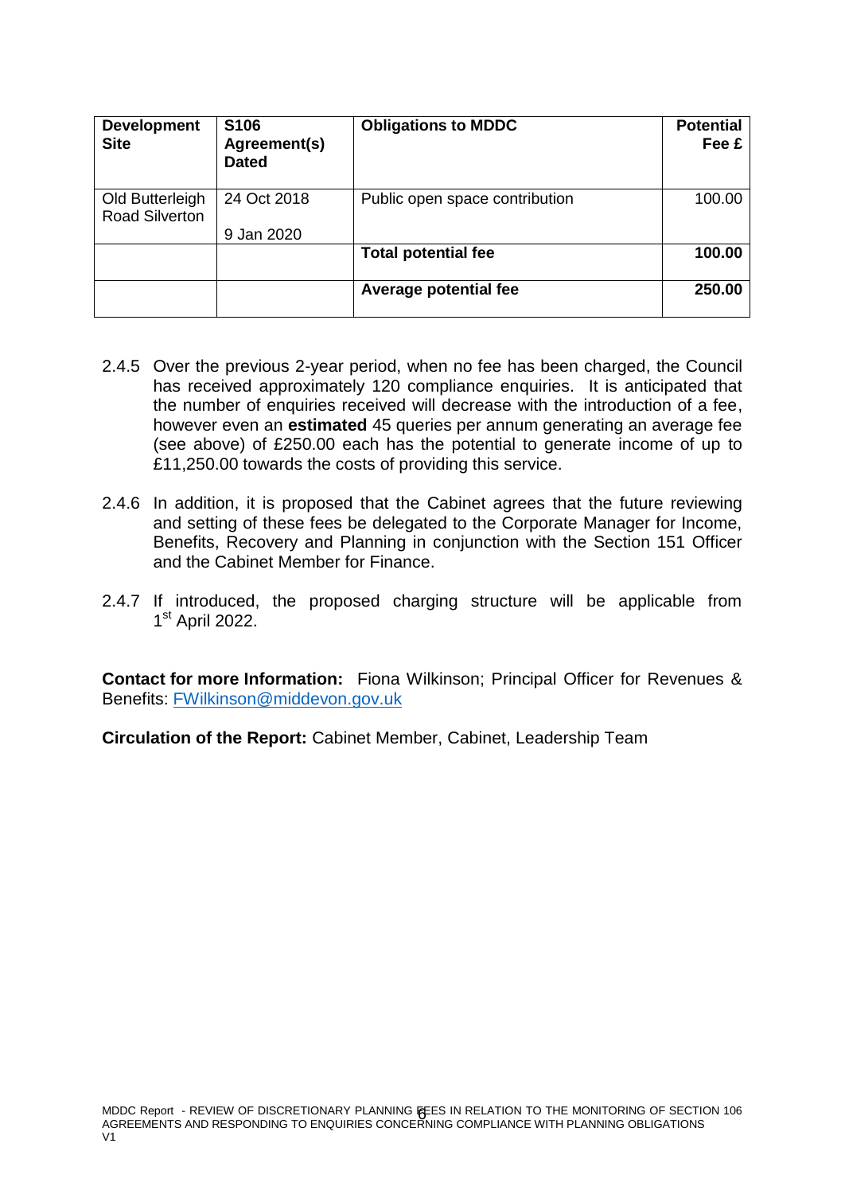| Development Site | S106 Agreement(s) Dated | Obligations to MDDC | Potential Fee £ |
|---|---|---|---|
| Old Butterleigh Road Silverton | 24 Oct 2018<br><br>9 Jan 2020 | Public open space contribution | 100.00 |
| | | **Total potential fee** | **100.00** |
| | | **Average potential fee** | **250.00** |

2.4.5 Over the previous 2-year period, when no fee has been charged, the Council has received approximately 120 compliance enquiries. It is anticipated that the number of enquiries received will decrease with the introduction of a fee, however even an **estimated** 45 queries per annum generating an average fee (see above) of £250.00 each has the potential to generate income of up to £11,250.00 towards the costs of providing this service.

2.4.6 In addition, it is proposed that the Cabinet agrees that the future reviewing and setting of these fees be delegated to the Corporate Manager for Income, Benefits, Recovery and Planning in conjunction with the Section 151 Officer and the Cabinet Member for Finance.

2.4.7 If introduced, the proposed charging structure will be applicable from 1st April 2022.

**Contact for more Information:** Fiona Wilkinson; Principal Officer for Revenues & Benefits: FWilkinson@middevon.gov.uk

**Circulation of the Report:** Cabinet Member, Cabinet, Leadership Team